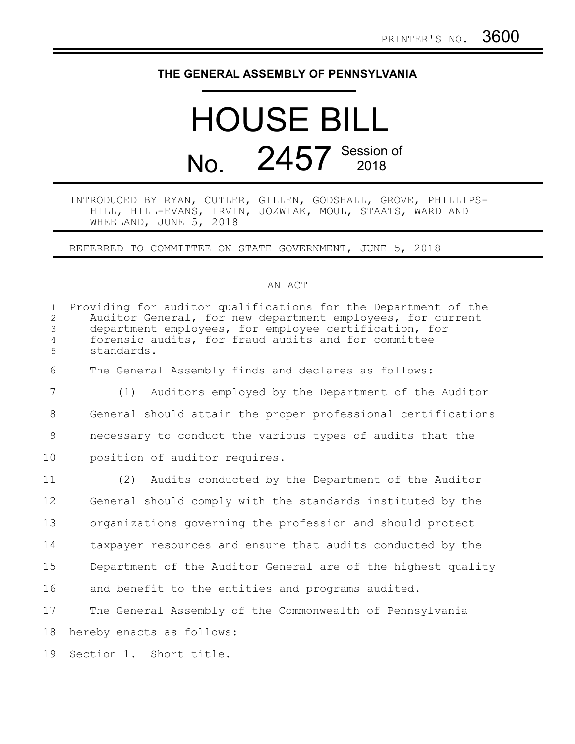PRINTER'S NO. 3600

**THE GENERAL ASSEMBLY OF PENNSYLVANIA**

# HOUSE BILL

## No. 2457 Session of 2018

INTRODUCED BY RYAN, CUTLER, GILLEN, GODSHALL, GROVE, PHILLIPS-HILL, HILL-EVANS, IRVIN, JOZWIAK, MOUL, STAATS, WARD AND WHEELAND, JUNE 5, 2018

REFERRED TO COMMITTEE ON STATE GOVERNMENT, JUNE 5, 2018

AN ACT

Providing for auditor qualifications for the Department of the Auditor General, for new department employees, for current department employees, for employee certification, for forensic audits, for fraud audits and for committee standards.

The General Assembly finds and declares as follows:

(1) Auditors employed by the Department of the Auditor General should attain the proper professional certifications necessary to conduct the various types of audits that the position of auditor requires.

(2) Audits conducted by the Department of the Auditor General should comply with the standards instituted by the organizations governing the profession and should protect taxpayer resources and ensure that audits conducted by the Department of the Auditor General are of the highest quality and benefit to the entities and programs audited.

The General Assembly of the Commonwealth of Pennsylvania hereby enacts as follows:

Section 1. Short title.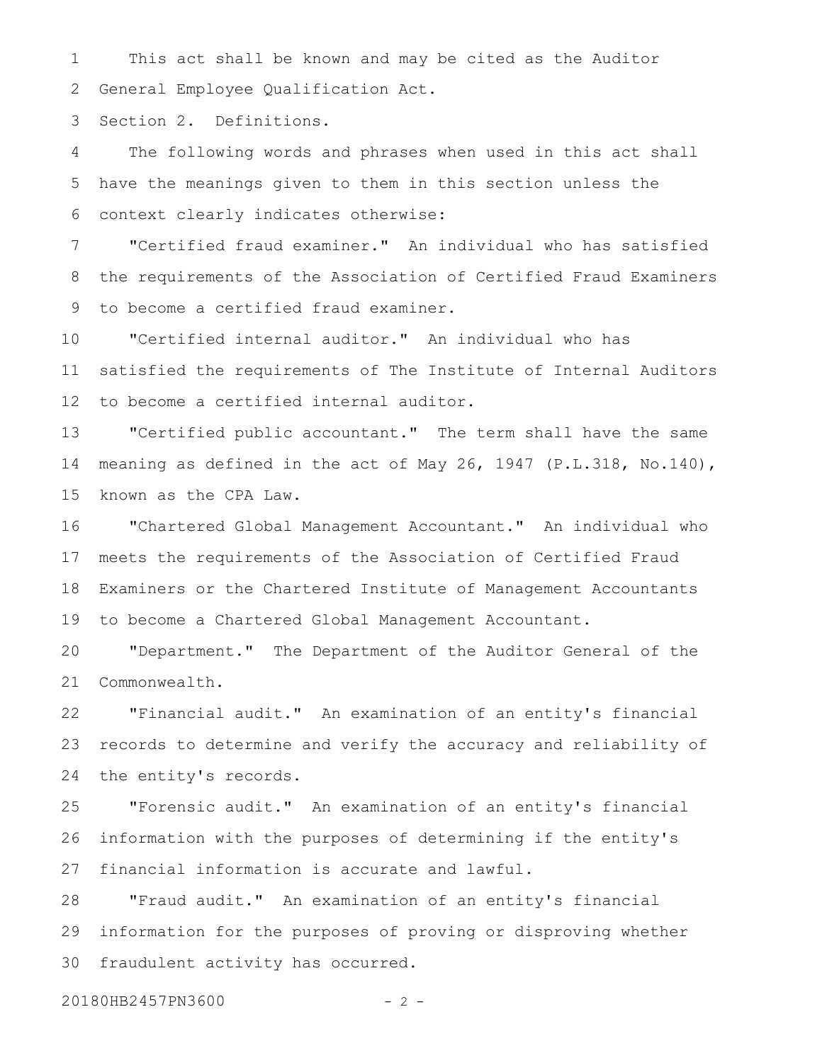This act shall be known and may be cited as the Auditor General Employee Qualification Act.

Section 2. Definitions.

The following words and phrases when used in this act shall have the meanings given to them in this section unless the context clearly indicates otherwise:

"Certified fraud examiner." An individual who has satisfied the requirements of the Association of Certified Fraud Examiners to become a certified fraud examiner.

"Certified internal auditor." An individual who has satisfied the requirements of The Institute of Internal Auditors to become a certified internal auditor.

"Certified public accountant." The term shall have the same meaning as defined in the act of May 26, 1947 (P.L.318, No.140), known as the CPA Law.

"Chartered Global Management Accountant." An individual who meets the requirements of the Association of Certified Fraud Examiners or the Chartered Institute of Management Accountants to become a Chartered Global Management Accountant.

"Department." The Department of the Auditor General of the Commonwealth.

"Financial audit." An examination of an entity's financial records to determine and verify the accuracy and reliability of the entity's records.

"Forensic audit." An examination of an entity's financial information with the purposes of determining if the entity's financial information is accurate and lawful.

"Fraud audit." An examination of an entity's financial information for the purposes of proving or disproving whether fraudulent activity has occurred.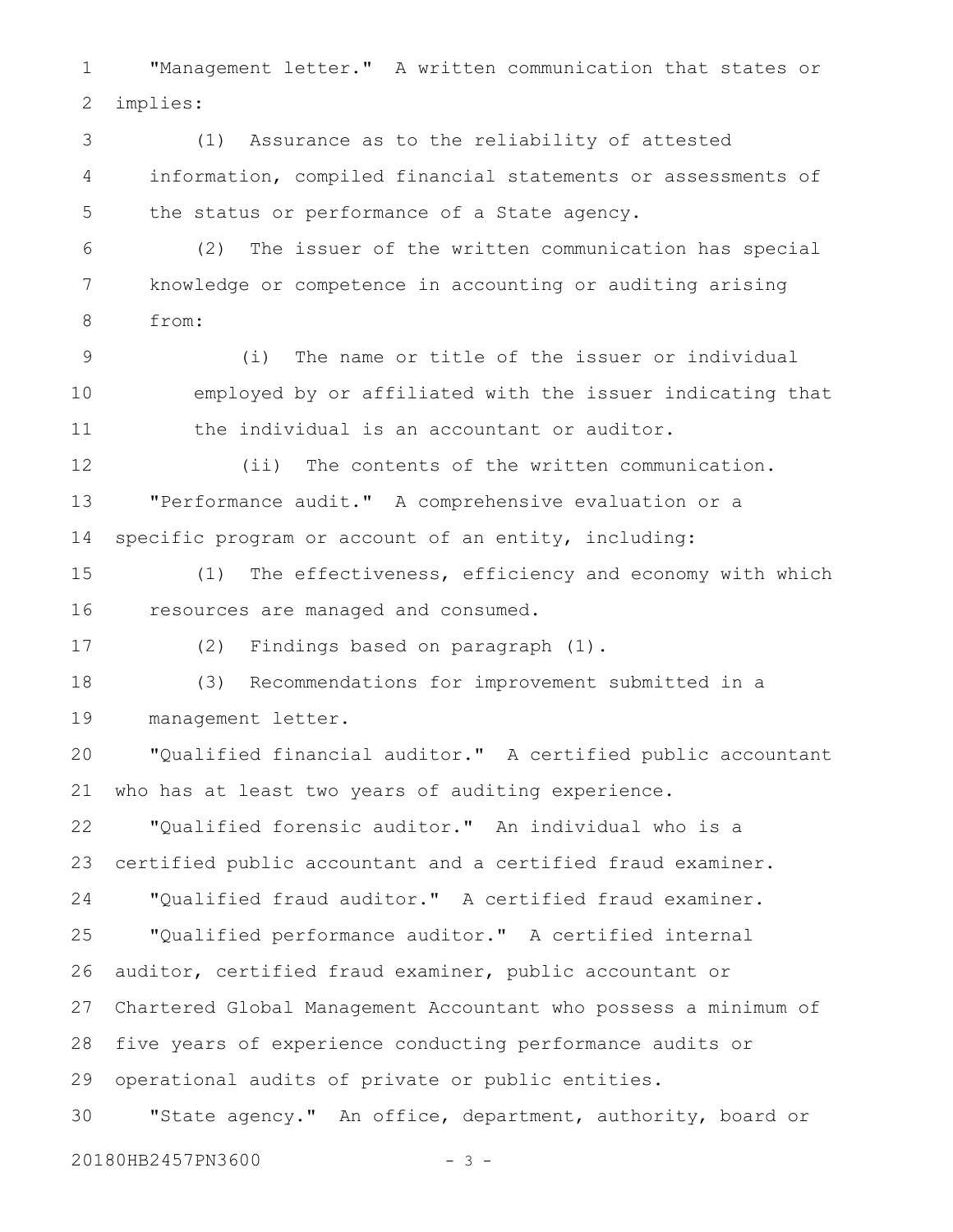"Management letter." A written communication that states or implies:

(1) Assurance as to the reliability of attested information, compiled financial statements or assessments of the status or performance of a State agency.

(2) The issuer of the written communication has special knowledge or competence in accounting or auditing arising from:

(i) The name or title of the issuer or individual employed by or affiliated with the issuer indicating that the individual is an accountant or auditor.

(ii) The contents of the written communication.

"Performance audit." A comprehensive evaluation or a specific program or account of an entity, including:

(1) The effectiveness, efficiency and economy with which resources are managed and consumed.

(2) Findings based on paragraph (1).

(3) Recommendations for improvement submitted in a management letter.

"Qualified financial auditor." A certified public accountant who has at least two years of auditing experience.

"Qualified forensic auditor." An individual who is a certified public accountant and a certified fraud examiner.

"Qualified fraud auditor." A certified fraud examiner.

"Qualified performance auditor." A certified internal auditor, certified fraud examiner, public accountant or Chartered Global Management Accountant who possess a minimum of five years of experience conducting performance audits or operational audits of private or public entities.

"State agency." An office, department, authority, board or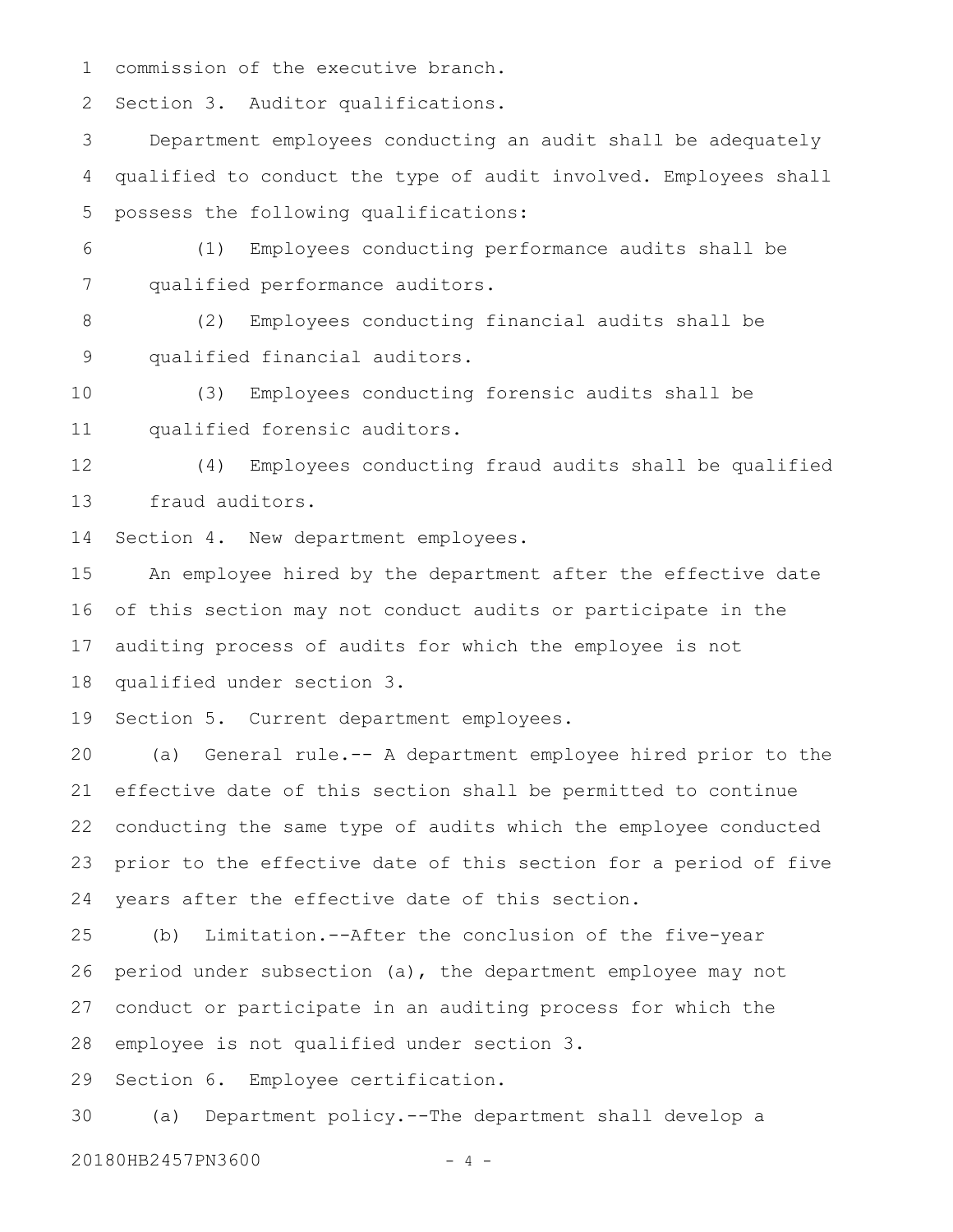commission of the executive branch.

Section 3. Auditor qualifications.

Department employees conducting an audit shall be adequately qualified to conduct the type of audit involved. Employees shall possess the following qualifications:

(1) Employees conducting performance audits shall be qualified performance auditors.

(2) Employees conducting financial audits shall be qualified financial auditors.

(3) Employees conducting forensic audits shall be qualified forensic auditors.

(4) Employees conducting fraud audits shall be qualified fraud auditors.

Section 4. New department employees.

An employee hired by the department after the effective date of this section may not conduct audits or participate in the auditing process of audits for which the employee is not qualified under section 3.

Section 5. Current department employees.

(a) General rule.-- A department employee hired prior to the effective date of this section shall be permitted to continue conducting the same type of audits which the employee conducted prior to the effective date of this section for a period of five years after the effective date of this section.

(b) Limitation.--After the conclusion of the five-year period under subsection (a), the department employee may not conduct or participate in an auditing process for which the employee is not qualified under section 3.

Section 6. Employee certification.

(a) Department policy.--The department shall develop a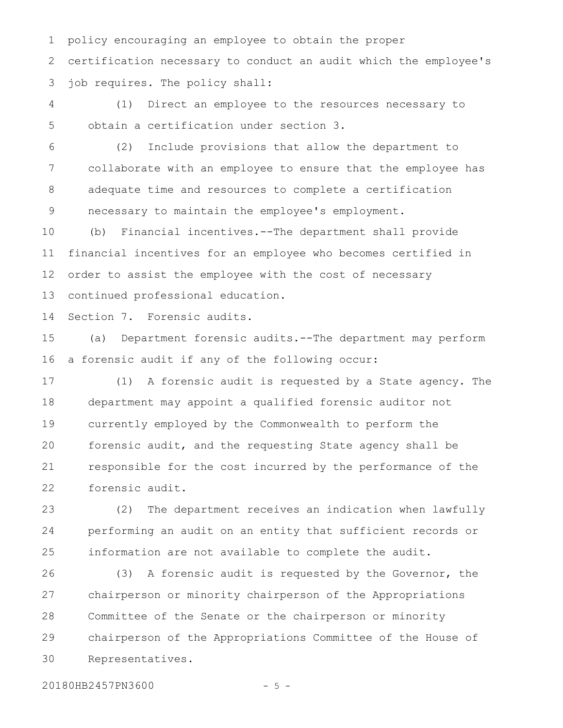policy encouraging an employee to obtain the proper certification necessary to conduct an audit which the employee's job requires. The policy shall:

(1) Direct an employee to the resources necessary to obtain a certification under section 3.

(2) Include provisions that allow the department to collaborate with an employee to ensure that the employee has adequate time and resources to complete a certification necessary to maintain the employee's employment.

(b) Financial incentives.--The department shall provide financial incentives for an employee who becomes certified in order to assist the employee with the cost of necessary continued professional education.

Section 7. Forensic audits.

(a) Department forensic audits.--The department may perform a forensic audit if any of the following occur:

(1) A forensic audit is requested by a State agency. The department may appoint a qualified forensic auditor not currently employed by the Commonwealth to perform the forensic audit, and the requesting State agency shall be responsible for the cost incurred by the performance of the forensic audit.

(2) The department receives an indication when lawfully performing an audit on an entity that sufficient records or information are not available to complete the audit.

(3) A forensic audit is requested by the Governor, the chairperson or minority chairperson of the Appropriations Committee of the Senate or the chairperson or minority chairperson of the Appropriations Committee of the House of Representatives.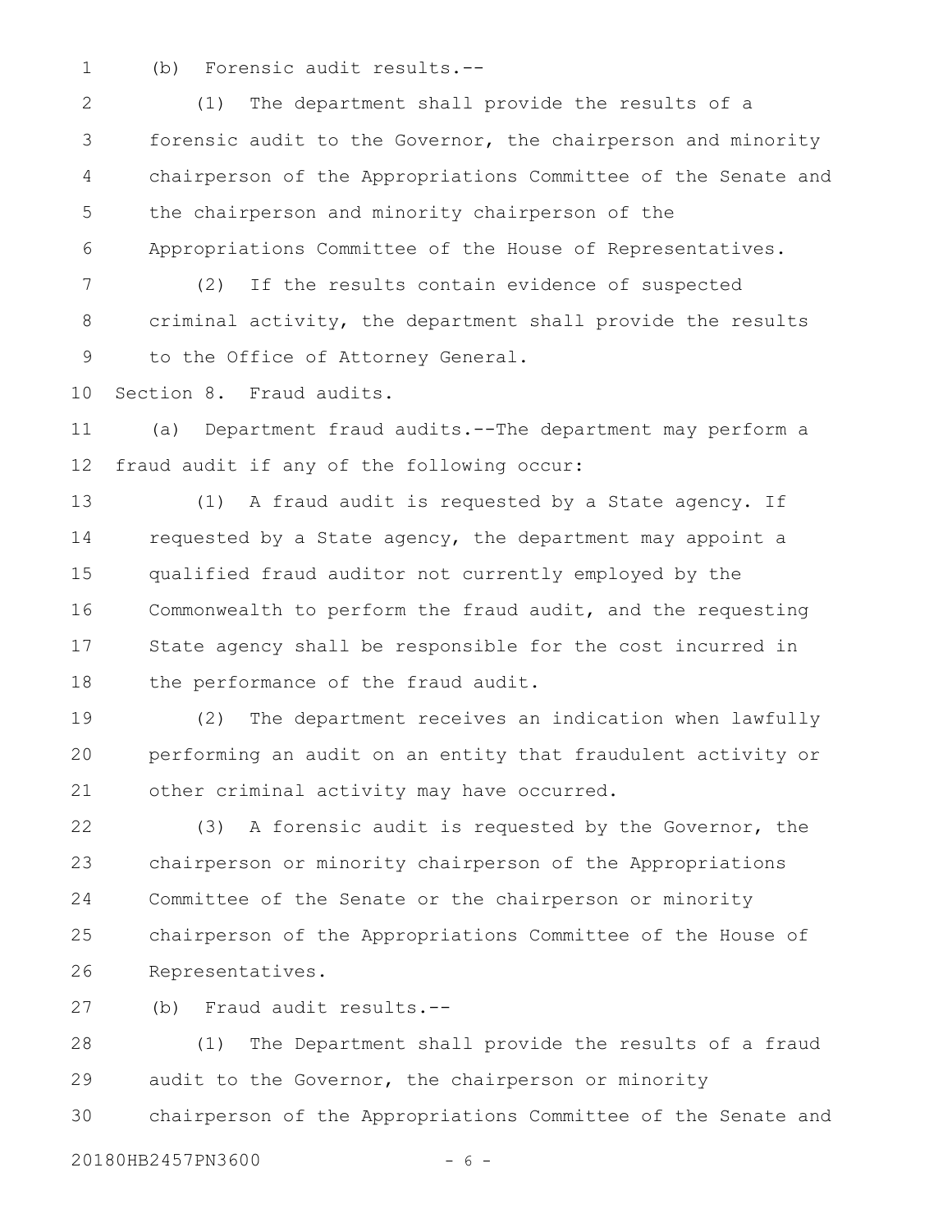(b) Forensic audit results.--

(1) The department shall provide the results of a forensic audit to the Governor, the chairperson and minority chairperson of the Appropriations Committee of the Senate and the chairperson and minority chairperson of the Appropriations Committee of the House of Representatives.

(2) If the results contain evidence of suspected criminal activity, the department shall provide the results to the Office of Attorney General.

Section 8. Fraud audits.

(a) Department fraud audits.--The department may perform a fraud audit if any of the following occur:

(1) A fraud audit is requested by a State agency. If requested by a State agency, the department may appoint a qualified fraud auditor not currently employed by the Commonwealth to perform the fraud audit, and the requesting State agency shall be responsible for the cost incurred in the performance of the fraud audit.

(2) The department receives an indication when lawfully performing an audit on an entity that fraudulent activity or other criminal activity may have occurred.

(3) A forensic audit is requested by the Governor, the chairperson or minority chairperson of the Appropriations Committee of the Senate or the chairperson or minority chairperson of the Appropriations Committee of the House of Representatives.

(b) Fraud audit results.--

(1) The Department shall provide the results of a fraud audit to the Governor, the chairperson or minority chairperson of the Appropriations Committee of the Senate and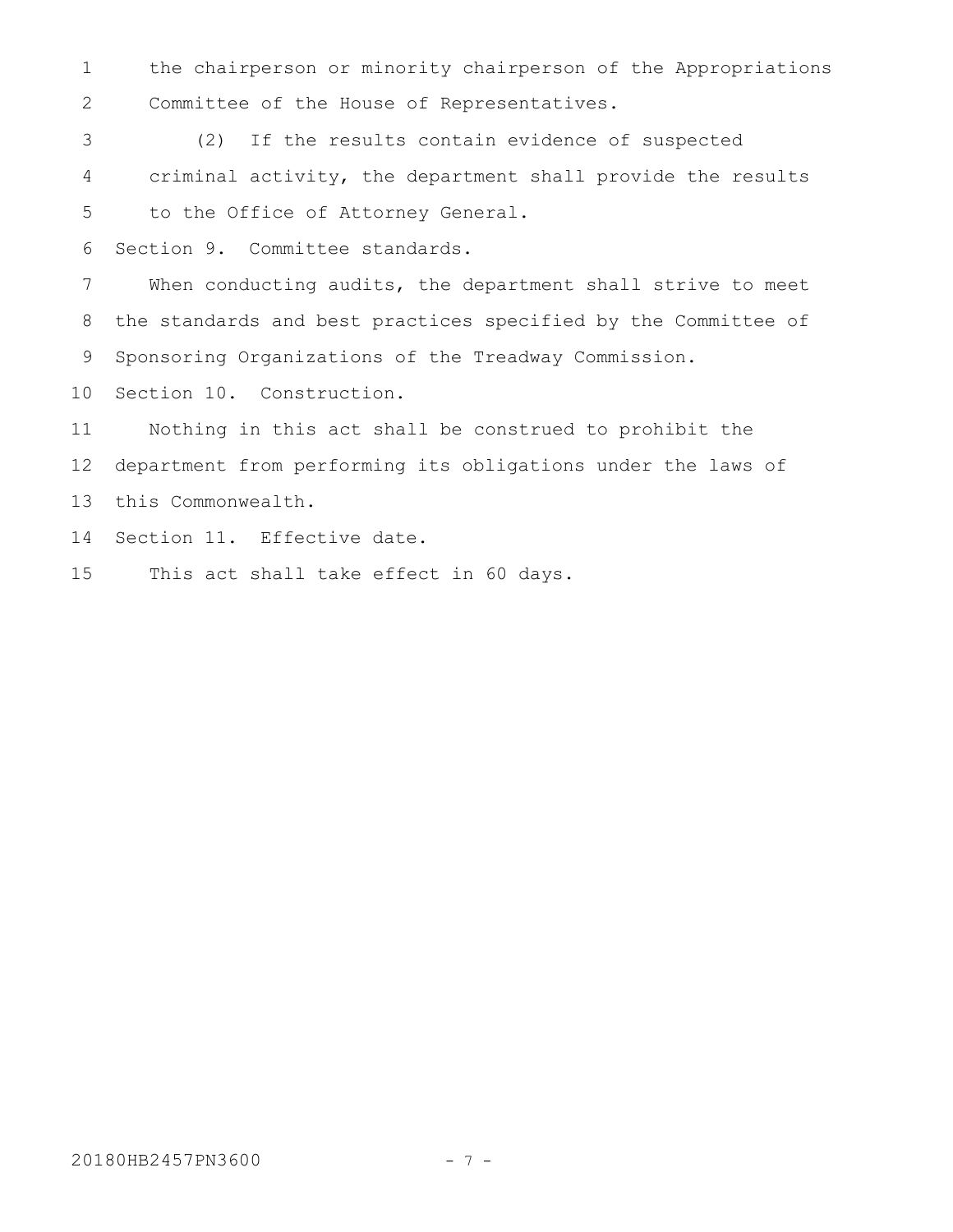the chairperson or minority chairperson of the Appropriations Committee of the House of Representatives.

(2) If the results contain evidence of suspected criminal activity, the department shall provide the results to the Office of Attorney General.

Section 9. Committee standards.

When conducting audits, the department shall strive to meet the standards and best practices specified by the Committee of Sponsoring Organizations of the Treadway Commission.

Section 10. Construction.

Nothing in this act shall be construed to prohibit the department from performing its obligations under the laws of this Commonwealth.

Section 11. Effective date.

This act shall take effect in 60 days.